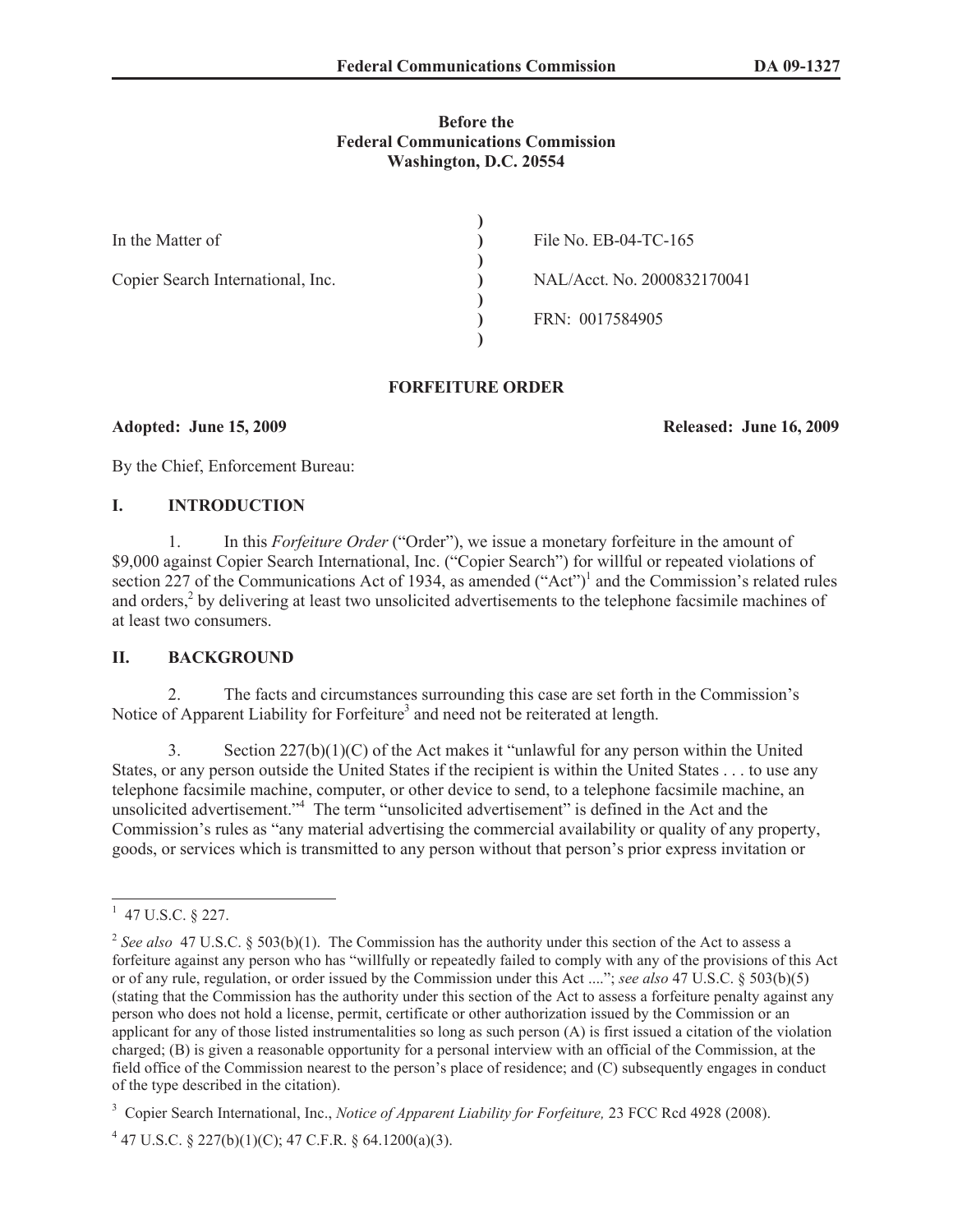**Before the**
**Federal Communications Commission**
**Washington, D.C. 20554**

| | | |
|---|---|---|
| In the Matter of | ) | File No. EB-04-TC-165 |
| Copier Search International, Inc. | ) | NAL/Acct. No. 2000832170041 |
| | ) | FRN: 0017584905 |

## FORFEITURE ORDER

**Adopted: June 15, 2009** **Released: June 16, 2009**

By the Chief, Enforcement Bureau:

## I. INTRODUCTION

1. In this *Forfeiture Order* ("Order"), we issue a monetary forfeiture in the amount of $9,000 against Copier Search International, Inc. ("Copier Search") for willful or repeated violations of section 227 of the Communications Act of 1934, as amended ("Act")[1] and the Commission's related rules and orders,[2] by delivering at least two unsolicited advertisements to the telephone facsimile machines of at least two consumers.

## II. BACKGROUND

2. The facts and circumstances surrounding this case are set forth in the Commission's Notice of Apparent Liability for Forfeiture[3] and need not be reiterated at length.

3. Section 227(b)(1)(C) of the Act makes it "unlawful for any person within the United States, or any person outside the United States if the recipient is within the United States . . . to use any telephone facsimile machine, computer, or other device to send, to a telephone facsimile machine, an unsolicited advertisement."[4] The term "unsolicited advertisement" is defined in the Act and the Commission's rules as "any material advertising the commercial availability or quality of any property, goods, or services which is transmitted to any person without that person's prior express invitation or

---

[1] 47 U.S.C. § 227.

[2] *See also* 47 U.S.C. § 503(b)(1). The Commission has the authority under this section of the Act to assess a forfeiture against any person who has "willfully or repeatedly failed to comply with any of the provisions of this Act or of any rule, regulation, or order issued by the Commission under this Act ...."; *see also* 47 U.S.C. § 503(b)(5) (stating that the Commission has the authority under this section of the Act to assess a forfeiture penalty against any person who does not hold a license, permit, certificate or other authorization issued by the Commission or an applicant for any of those listed instrumentalities so long as such person (A) is first issued a citation of the violation charged; (B) is given a reasonable opportunity for a personal interview with an official of the Commission, at the field office of the Commission nearest to the person's place of residence; and (C) subsequently engages in conduct of the type described in the citation).

[3] Copier Search International, Inc., *Notice of Apparent Liability for Forfeiture,* 23 FCC Rcd 4928 (2008).

[4] 47 U.S.C. § 227(b)(1)(C); 47 C.F.R. § 64.1200(a)(3).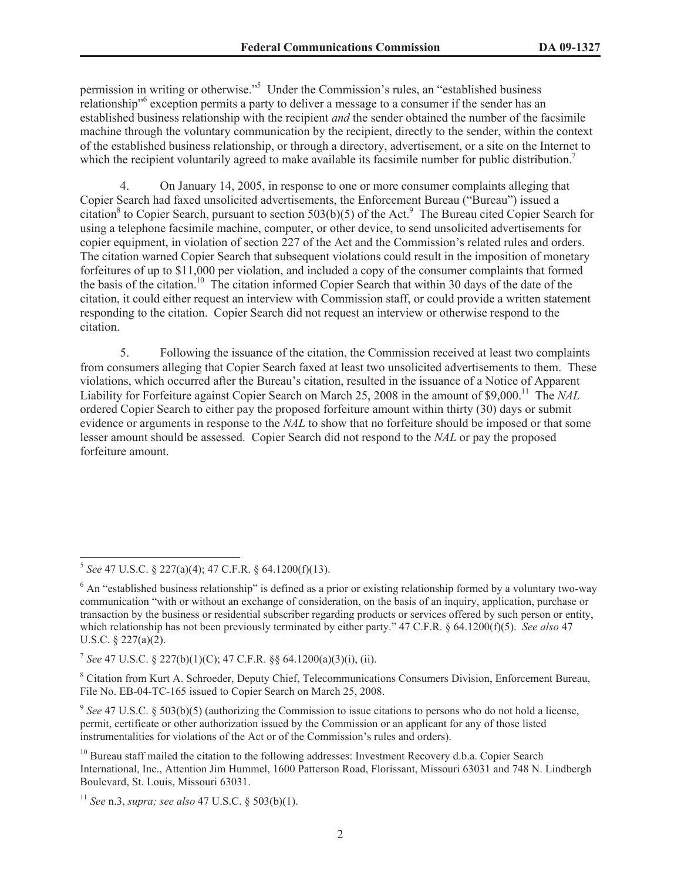permission in writing or otherwise."[5] Under the Commission's rules, an "established business relationship"[6] exception permits a party to deliver a message to a consumer if the sender has an established business relationship with the recipient *and* the sender obtained the number of the facsimile machine through the voluntary communication by the recipient, directly to the sender, within the context of the established business relationship, or through a directory, advertisement, or a site on the Internet to which the recipient voluntarily agreed to make available its facsimile number for public distribution.[7]

4. On January 14, 2005, in response to one or more consumer complaints alleging that Copier Search had faxed unsolicited advertisements, the Enforcement Bureau ("Bureau") issued a citation[8] to Copier Search, pursuant to section 503(b)(5) of the Act.[9] The Bureau cited Copier Search for using a telephone facsimile machine, computer, or other device, to send unsolicited advertisements for copier equipment, in violation of section 227 of the Act and the Commission's related rules and orders. The citation warned Copier Search that subsequent violations could result in the imposition of monetary forfeitures of up to $11,000 per violation, and included a copy of the consumer complaints that formed the basis of the citation.[10] The citation informed Copier Search that within 30 days of the date of the citation, it could either request an interview with Commission staff, or could provide a written statement responding to the citation. Copier Search did not request an interview or otherwise respond to the citation.

5. Following the issuance of the citation, the Commission received at least two complaints from consumers alleging that Copier Search faxed at least two unsolicited advertisements to them. These violations, which occurred after the Bureau's citation, resulted in the issuance of a Notice of Apparent Liability for Forfeiture against Copier Search on March 25, 2008 in the amount of $9,000.[11] The *NAL* ordered Copier Search to either pay the proposed forfeiture amount within thirty (30) days or submit evidence or arguments in response to the *NAL* to show that no forfeiture should be imposed or that some lesser amount should be assessed. Copier Search did not respond to the *NAL* or pay the proposed forfeiture amount.

---

[5] *See* 47 U.S.C. § 227(a)(4); 47 C.F.R. § 64.1200(f)(13).

[6] An "established business relationship" is defined as a prior or existing relationship formed by a voluntary two-way communication "with or without an exchange of consideration, on the basis of an inquiry, application, purchase or transaction by the business or residential subscriber regarding products or services offered by such person or entity, which relationship has not been previously terminated by either party." 47 C.F.R. § 64.1200(f)(5). *See also* 47 U.S.C. § 227(a)(2).

[7] *See* 47 U.S.C. § 227(b)(1)(C); 47 C.F.R. §§ 64.1200(a)(3)(i), (ii).

[8] Citation from Kurt A. Schroeder, Deputy Chief, Telecommunications Consumers Division, Enforcement Bureau, File No. EB-04-TC-165 issued to Copier Search on March 25, 2008.

[9] *See* 47 U.S.C. § 503(b)(5) (authorizing the Commission to issue citations to persons who do not hold a license, permit, certificate or other authorization issued by the Commission or an applicant for any of those listed instrumentalities for violations of the Act or of the Commission's rules and orders).

[10] Bureau staff mailed the citation to the following addresses: Investment Recovery d.b.a. Copier Search International, Inc., Attention Jim Hummel, 1600 Patterson Road, Florissant, Missouri 63031 and 748 N. Lindbergh Boulevard, St. Louis, Missouri 63031.

[11] *See* n.3, *supra; see also* 47 U.S.C. § 503(b)(1).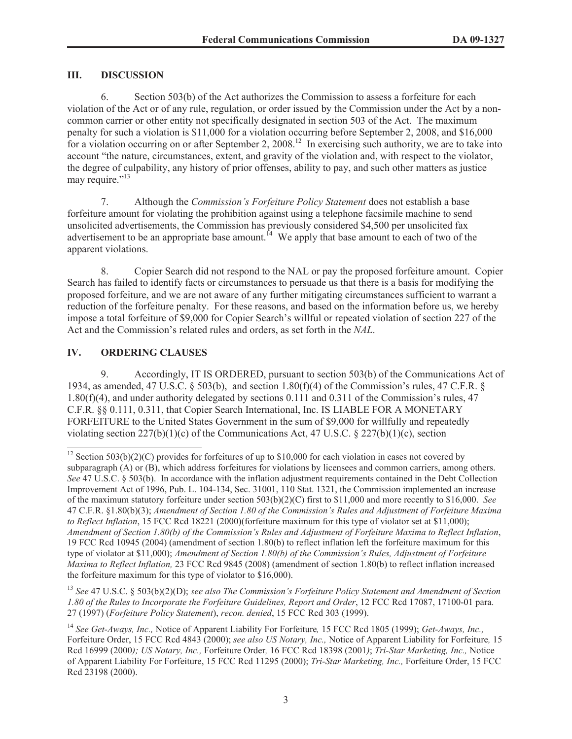## III. DISCUSSION

6. Section 503(b) of the Act authorizes the Commission to assess a forfeiture for each violation of the Act or of any rule, regulation, or order issued by the Commission under the Act by a non-common carrier or other entity not specifically designated in section 503 of the Act. The maximum penalty for such a violation is $11,000 for a violation occurring before September 2, 2008, and $16,000 for a violation occurring on or after September 2, 2008.[12] In exercising such authority, we are to take into account "the nature, circumstances, extent, and gravity of the violation and, with respect to the violator, the degree of culpability, any history of prior offenses, ability to pay, and such other matters as justice may require."[13]

7. Although the *Commission's Forfeiture Policy Statement* does not establish a base forfeiture amount for violating the prohibition against using a telephone facsimile machine to send unsolicited advertisements, the Commission has previously considered $4,500 per unsolicited fax advertisement to be an appropriate base amount.[14] We apply that base amount to each of two of the apparent violations.

8. Copier Search did not respond to the NAL or pay the proposed forfeiture amount. Copier Search has failed to identify facts or circumstances to persuade us that there is a basis for modifying the proposed forfeiture, and we are not aware of any further mitigating circumstances sufficient to warrant a reduction of the forfeiture penalty. For these reasons, and based on the information before us, we hereby impose a total forfeiture of $9,000 for Copier Search's willful or repeated violation of section 227 of the Act and the Commission's related rules and orders, as set forth in the *NAL*.

## IV. ORDERING CLAUSES

9. Accordingly, IT IS ORDERED, pursuant to section 503(b) of the Communications Act of 1934, as amended, 47 U.S.C. § 503(b), and section 1.80(f)(4) of the Commission's rules, 47 C.F.R. § 1.80(f)(4), and under authority delegated by sections 0.111 and 0.311 of the Commission's rules, 47 C.F.R. §§ 0.111, 0.311, that Copier Search International, Inc. IS LIABLE FOR A MONETARY FORFEITURE to the United States Government in the sum of $9,000 for willfully and repeatedly violating section 227(b)(1)(c) of the Communications Act, 47 U.S.C. § 227(b)(1)(c), section

---

[12] Section 503(b)(2)(C) provides for forfeitures of up to $10,000 for each violation in cases not covered by subparagraph (A) or (B), which address forfeitures for violations by licensees and common carriers, among others. *See* 47 U.S.C. § 503(b). In accordance with the inflation adjustment requirements contained in the Debt Collection Improvement Act of 1996, Pub. L. 104-134, Sec. 31001, 110 Stat. 1321, the Commission implemented an increase of the maximum statutory forfeiture under section 503(b)(2)(C) first to $11,000 and more recently to $16,000. *See* 47 C.F.R. §1.80(b)(3); *Amendment of Section 1.80 of the Commission's Rules and Adjustment of Forfeiture Maxima to Reflect Inflation*, 15 FCC Rcd 18221 (2000)(forfeiture maximum for this type of violator set at $11,000); *Amendment of Section 1.80(b) of the Commission's Rules and Adjustment of Forfeiture Maxima to Reflect Inflation*, 19 FCC Rcd 10945 (2004) (amendment of section 1.80(b) to reflect inflation left the forfeiture maximum for this type of violator at $11,000); *Amendment of Section 1.80(b) of the Commission's Rules, Adjustment of Forfeiture Maxima to Reflect Inflation,* 23 FCC Rcd 9845 (2008) (amendment of section 1.80(b) to reflect inflation increased the forfeiture maximum for this type of violator to $16,000).

[13] *See* 47 U.S.C. § 503(b)(2)(D); *see also The Commission's Forfeiture Policy Statement and Amendment of Section 1.80 of the Rules to Incorporate the Forfeiture Guidelines, Report and Order*, 12 FCC Rcd 17087, 17100-01 para. 27 (1997) (*Forfeiture Policy Statement*), *recon. denied*, 15 FCC Rcd 303 (1999).

[14] *See Get-Aways, Inc.,* Notice of Apparent Liability For Forfeiture*,* 15 FCC Rcd 1805 (1999); *Get-Aways, Inc.,* Forfeiture Order, 15 FCC Rcd 4843 (2000); *see also US Notary, Inc.,* Notice of Apparent Liability for Forfeiture*,* 15 Rcd 16999 (2000*); US Notary, Inc.,* Forfeiture Order*,* 16 FCC Rcd 18398 (2001*)*; *Tri-Star Marketing, Inc.,* Notice of Apparent Liability For Forfeiture, 15 FCC Rcd 11295 (2000); *Tri-Star Marketing, Inc.,* Forfeiture Order, 15 FCC Rcd 23198 (2000).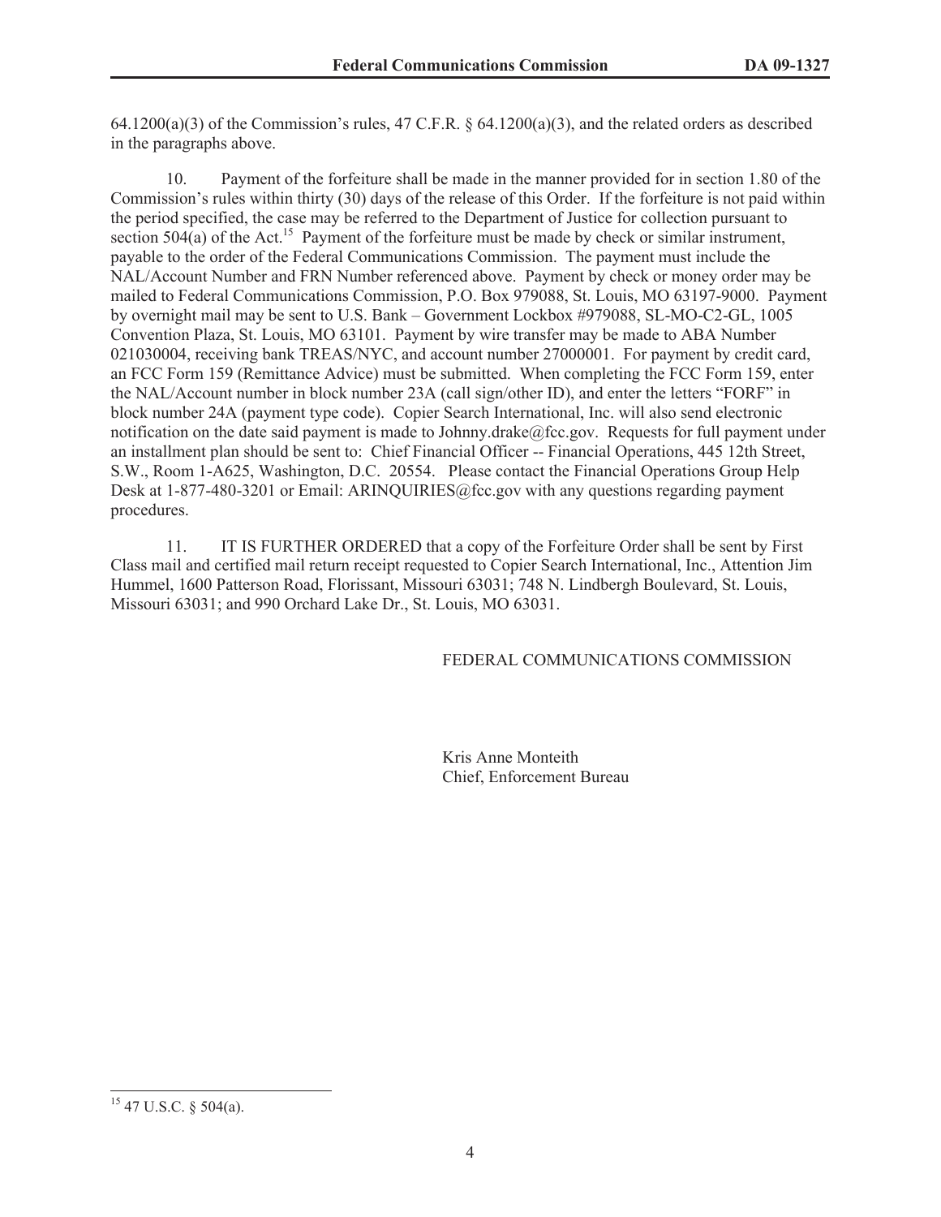64.1200(a)(3) of the Commission's rules, 47 C.F.R. § 64.1200(a)(3), and the related orders as described in the paragraphs above.

10. Payment of the forfeiture shall be made in the manner provided for in section 1.80 of the Commission's rules within thirty (30) days of the release of this Order. If the forfeiture is not paid within the period specified, the case may be referred to the Department of Justice for collection pursuant to section 504(a) of the Act.[15] Payment of the forfeiture must be made by check or similar instrument, payable to the order of the Federal Communications Commission. The payment must include the NAL/Account Number and FRN Number referenced above. Payment by check or money order may be mailed to Federal Communications Commission, P.O. Box 979088, St. Louis, MO 63197-9000. Payment by overnight mail may be sent to U.S. Bank – Government Lockbox #979088, SL-MO-C2-GL, 1005 Convention Plaza, St. Louis, MO 63101. Payment by wire transfer may be made to ABA Number 021030004, receiving bank TREAS/NYC, and account number 27000001. For payment by credit card, an FCC Form 159 (Remittance Advice) must be submitted. When completing the FCC Form 159, enter the NAL/Account number in block number 23A (call sign/other ID), and enter the letters "FORF" in block number 24A (payment type code). Copier Search International, Inc. will also send electronic notification on the date said payment is made to Johnny.drake@fcc.gov. Requests for full payment under an installment plan should be sent to: Chief Financial Officer -- Financial Operations, 445 12th Street, S.W., Room 1-A625, Washington, D.C. 20554. Please contact the Financial Operations Group Help Desk at 1-877-480-3201 or Email: ARINQUIRIES@fcc.gov with any questions regarding payment procedures.

11. IT IS FURTHER ORDERED that a copy of the Forfeiture Order shall be sent by First Class mail and certified mail return receipt requested to Copier Search International, Inc., Attention Jim Hummel, 1600 Patterson Road, Florissant, Missouri 63031; 748 N. Lindbergh Boulevard, St. Louis, Missouri 63031; and 990 Orchard Lake Dr., St. Louis, MO 63031.

FEDERAL COMMUNICATIONS COMMISSION

Kris Anne Monteith
Chief, Enforcement Bureau

---

[15] 47 U.S.C. § 504(a).